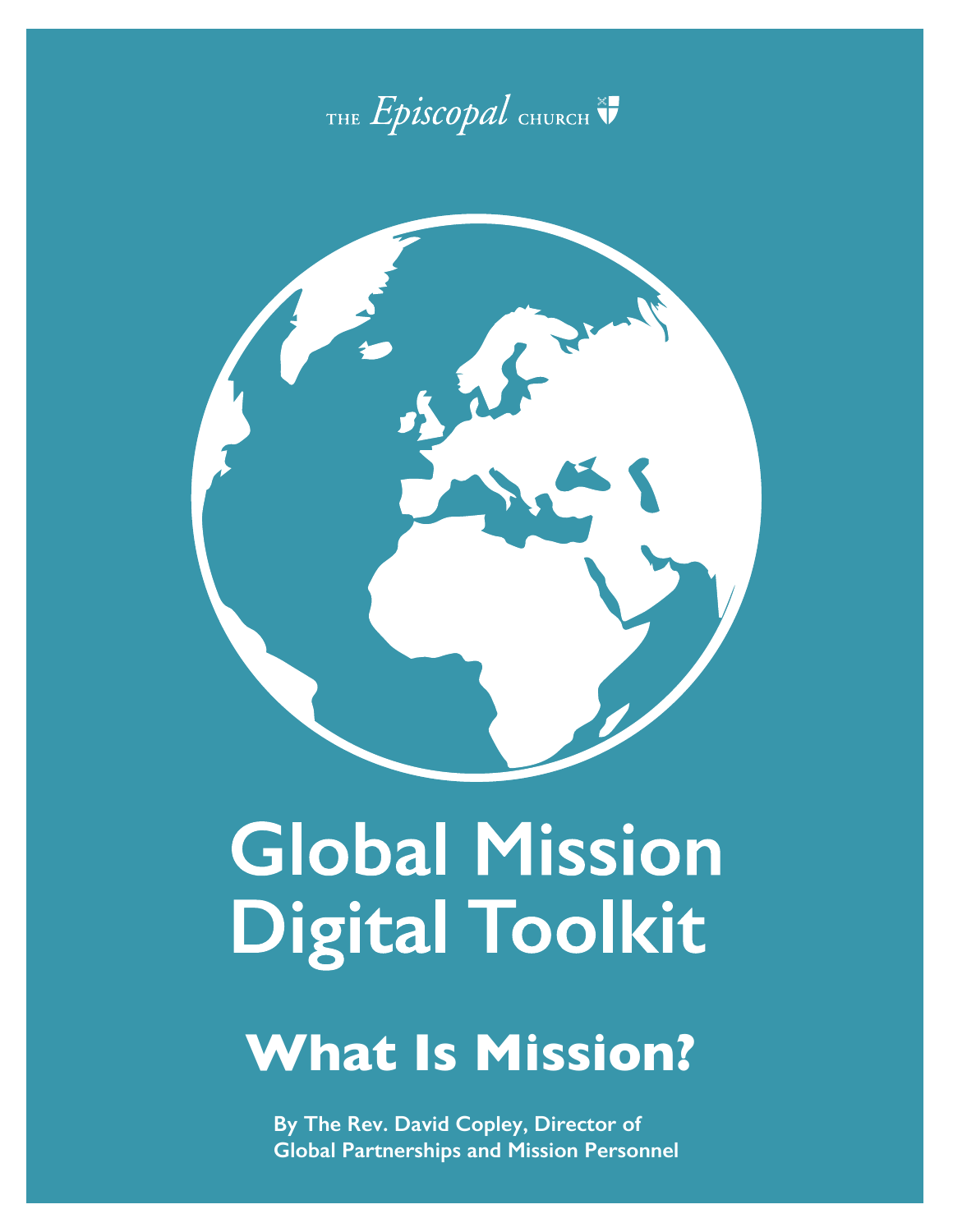THE *Episcopal* CHURCH

# Global Mission Digital Toolkit

## What Is Mission?

**By The Rev. David Copley, Director of Global Partnerships and Mission Personnel**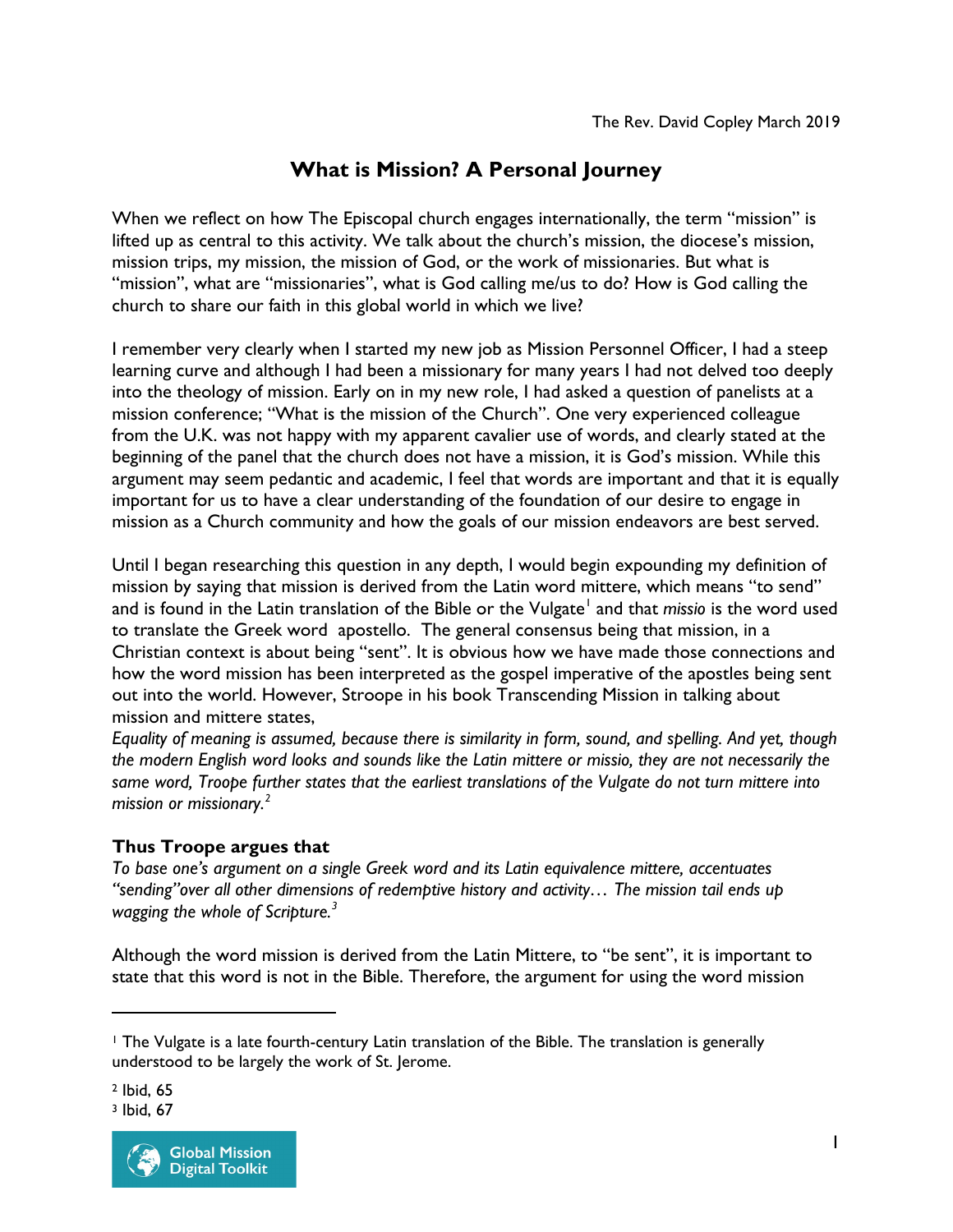The Rev. David Copley March 2019

# What is Mission? A Personal Journey

When we reflect on how The Episcopal church engages internationally, the term "mission" is lifted up as central to this activity. We talk about the church's mission, the diocese's mission, mission trips, my mission, the mission of God, or the work of missionaries. But what is "mission", what are "missionaries", what is God calling me/us to do? How is God calling the church to share our faith in this global world in which we live?

I remember very clearly when I started my new job as Mission Personnel Officer, I had a steep learning curve and although I had been a missionary for many years I had not delved too deeply into the theology of mission. Early on in my new role, I had asked a question of panelists at a mission conference; "What is the mission of the Church". One very experienced colleague from the U.K. was not happy with my apparent cavalier use of words, and clearly stated at the beginning of the panel that the church does not have a mission, it is God's mission. While this argument may seem pedantic and academic, I feel that words are important and that it is equally important for us to have a clear understanding of the foundation of our desire to engage in mission as a Church community and how the goals of our mission endeavors are best served.

Until I began researching this question in any depth, I would begin expounding my definition of mission by saying that mission is derived from the Latin word mittere, which means "to send" and is found in the Latin translation of the Bible or the Vulgate[1] and that *missio* is the word used to translate the Greek word apostello. The general consensus being that mission, in a Christian context is about being "sent". It is obvious how we have made those connections and how the word mission has been interpreted as the gospel imperative of the apostles being sent out into the world. However, Stroope in his book Transcending Mission in talking about mission and mittere states,

*Equality of meaning is assumed, because there is similarity in form, sound, and spelling. And yet, though the modern English word looks and sounds like the Latin mittere or missio, they are not necessarily the same word, Troope further states that the earliest translations of the Vulgate do not turn mittere into mission or missionary.*[2]

**Thus Troope argues that**

*To base one's argument on a single Greek word and its Latin equivalence mittere, accentuates "sending"over all other dimensions of redemptive history and activity… The mission tail ends up wagging the whole of Scripture.*[3]

Although the word mission is derived from the Latin Mittere, to "be sent", it is important to state that this word is not in the Bible. Therefore, the argument for using the word mission

---

[1] The Vulgate is a late fourth-century Latin translation of the Bible. The translation is generally understood to be largely the work of St. Jerome.

[2] Ibid, 65

[3] Ibid, 67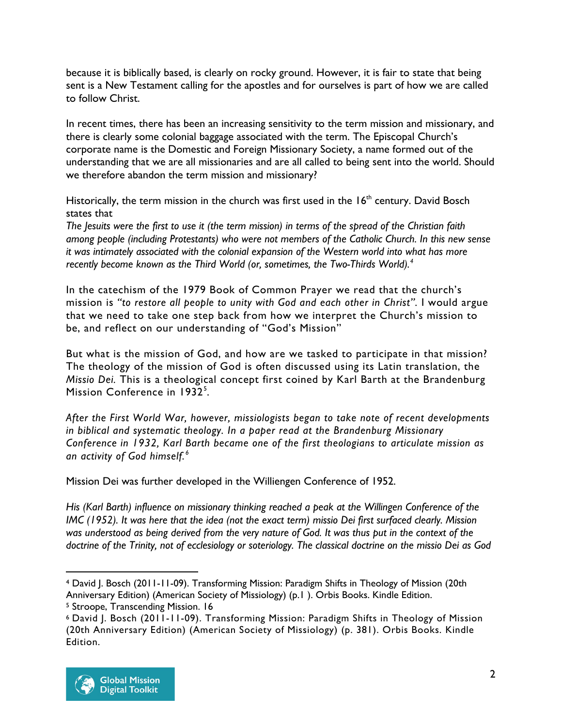because it is biblically based, is clearly on rocky ground. However, it is fair to state that being sent is a New Testament calling for the apostles and for ourselves is part of how we are called to follow Christ.

In recent times, there has been an increasing sensitivity to the term mission and missionary, and there is clearly some colonial baggage associated with the term. The Episcopal Church's corporate name is the Domestic and Foreign Missionary Society, a name formed out of the understanding that we are all missionaries and are all called to being sent into the world. Should we therefore abandon the term mission and missionary?

Historically, the term mission in the church was first used in the 16th century. David Bosch states that

*The Jesuits were the first to use it (the term mission) in terms of the spread of the Christian faith among people (including Protestants) who were not members of the Catholic Church. In this new sense it was intimately associated with the colonial expansion of the Western world into what has more recently become known as the Third World (or, sometimes, the Two-Thirds World).*[4]

In the catechism of the 1979 Book of Common Prayer we read that the church's mission is *"to restore all people to unity with God and each other in Christ"*. I would argue that we need to take one step back from how we interpret the Church's mission to be, and reflect on our understanding of "God's Mission"

But what is the mission of God, and how are we tasked to participate in that mission? The theology of the mission of God is often discussed using its Latin translation, the *Missio Dei.* This is a theological concept first coined by Karl Barth at the Brandenburg Mission Conference in 1932[5].

*After the First World War, however, missiologists began to take note of recent developments in biblical and systematic theology. In a paper read at the Brandenburg Missionary Conference in 1932, Karl Barth became one of the first theologians to articulate mission as an activity of God himself.*[6]

Mission Dei was further developed in the Williengen Conference of 1952.

*His (Karl Barth) influence on missionary thinking reached a peak at the Willingen Conference of the IMC (1952). It was here that the idea (not the exact term) missio Dei first surfaced clearly. Mission was understood as being derived from the very nature of God. It was thus put in the context of the doctrine of the Trinity, not of ecclesiology or soteriology. The classical doctrine on the missio Dei as God*

---

[4] David J. Bosch (2011-11-09). Transforming Mission: Paradigm Shifts in Theology of Mission (20th Anniversary Edition) (American Society of Missiology) (p.1 ). Orbis Books. Kindle Edition.

[5] Stroope, Transcending Mission. 16

[6] David J. Bosch (2011-11-09). Transforming Mission: Paradigm Shifts in Theology of Mission (20th Anniversary Edition) (American Society of Missiology) (p. 381). Orbis Books. Kindle Edition.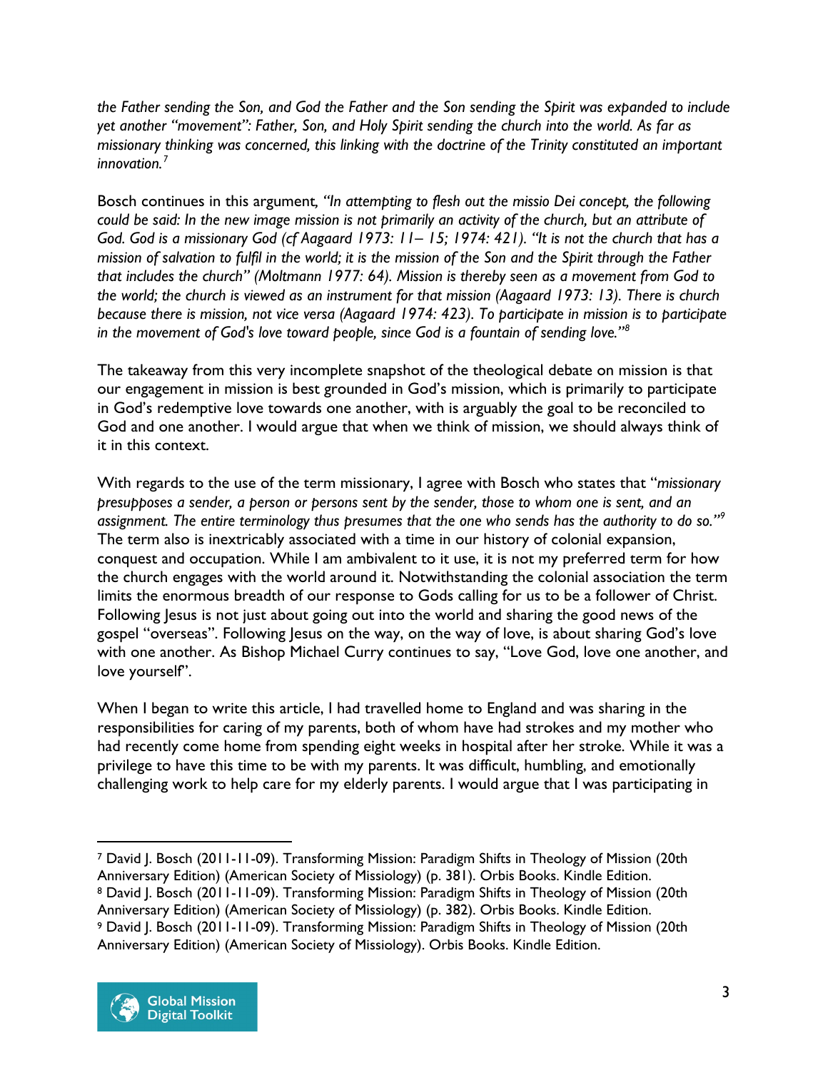*the Father sending the Son, and God the Father and the Son sending the Spirit was expanded to include yet another "movement": Father, Son, and Holy Spirit sending the church into the world. As far as missionary thinking was concerned, this linking with the doctrine of the Trinity constituted an important innovation.*[7]

Bosch continues in this argument, *"In attempting to flesh out the missio Dei concept, the following could be said: In the new image mission is not primarily an activity of the church, but an attribute of God. God is a missionary God (cf Aagaard 1973: 11– 15; 1974: 421). "It is not the church that has a mission of salvation to fulfil in the world; it is the mission of the Son and the Spirit through the Father that includes the church" (Moltmann 1977: 64). Mission is thereby seen as a movement from God to the world; the church is viewed as an instrument for that mission (Aagaard 1973: 13). There is church because there is mission, not vice versa (Aagaard 1974: 423). To participate in mission is to participate in the movement of God's love toward people, since God is a fountain of sending love."*[8]

The takeaway from this very incomplete snapshot of the theological debate on mission is that our engagement in mission is best grounded in God's mission, which is primarily to participate in God's redemptive love towards one another, with is arguably the goal to be reconciled to God and one another. I would argue that when we think of mission, we should always think of it in this context.

With regards to the use of the term missionary, I agree with Bosch who states that "*missionary presupposes a sender, a person or persons sent by the sender, those to whom one is sent, and an assignment. The entire terminology thus presumes that the one who sends has the authority to do so."*[9] The term also is inextricably associated with a time in our history of colonial expansion, conquest and occupation. While I am ambivalent to it use, it is not my preferred term for how the church engages with the world around it. Notwithstanding the colonial association the term limits the enormous breadth of our response to Gods calling for us to be a follower of Christ. Following Jesus is not just about going out into the world and sharing the good news of the gospel "overseas". Following Jesus on the way, on the way of love, is about sharing God's love with one another. As Bishop Michael Curry continues to say, "Love God, love one another, and love yourself".

When I began to write this article, I had travelled home to England and was sharing in the responsibilities for caring of my parents, both of whom have had strokes and my mother who had recently come home from spending eight weeks in hospital after her stroke. While it was a privilege to have this time to be with my parents. It was difficult, humbling, and emotionally challenging work to help care for my elderly parents. I would argue that I was participating in

---

[7] David J. Bosch (2011-11-09). Transforming Mission: Paradigm Shifts in Theology of Mission (20th Anniversary Edition) (American Society of Missiology) (p. 381). Orbis Books. Kindle Edition.

[8] David J. Bosch (2011-11-09). Transforming Mission: Paradigm Shifts in Theology of Mission (20th Anniversary Edition) (American Society of Missiology) (p. 382). Orbis Books. Kindle Edition.

[9] David J. Bosch (2011-11-09). Transforming Mission: Paradigm Shifts in Theology of Mission (20th Anniversary Edition) (American Society of Missiology). Orbis Books. Kindle Edition.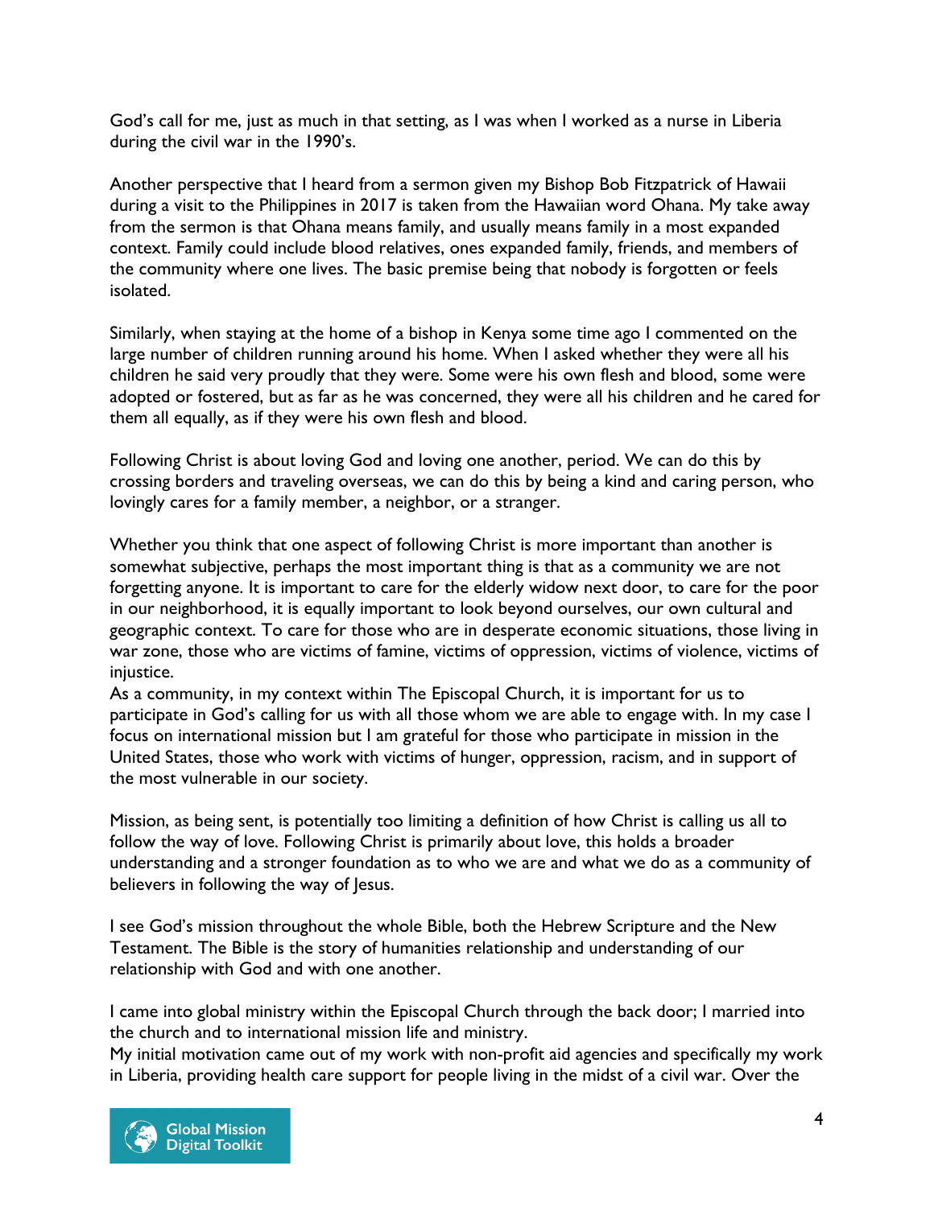God's call for me, just as much in that setting, as I was when I worked as a nurse in Liberia during the civil war in the 1990's.

Another perspective that I heard from a sermon given my Bishop Bob Fitzpatrick of Hawaii during a visit to the Philippines in 2017 is taken from the Hawaiian word Ohana. My take away from the sermon is that Ohana means family, and usually means family in a most expanded context. Family could include blood relatives, ones expanded family, friends, and members of the community where one lives. The basic premise being that nobody is forgotten or feels isolated.

Similarly, when staying at the home of a bishop in Kenya some time ago I commented on the large number of children running around his home. When I asked whether they were all his children he said very proudly that they were. Some were his own flesh and blood, some were adopted or fostered, but as far as he was concerned, they were all his children and he cared for them all equally, as if they were his own flesh and blood.

Following Christ is about loving God and loving one another, period. We can do this by crossing borders and traveling overseas, we can do this by being a kind and caring person, who lovingly cares for a family member, a neighbor, or a stranger.

Whether you think that one aspect of following Christ is more important than another is somewhat subjective, perhaps the most important thing is that as a community we are not forgetting anyone. It is important to care for the elderly widow next door, to care for the poor in our neighborhood, it is equally important to look beyond ourselves, our own cultural and geographic context. To care for those who are in desperate economic situations, those living in war zone, those who are victims of famine, victims of oppression, victims of violence, victims of injustice.
As a community, in my context within The Episcopal Church, it is important for us to participate in God's calling for us with all those whom we are able to engage with. In my case I focus on international mission but I am grateful for those who participate in mission in the United States, those who work with victims of hunger, oppression, racism, and in support of the most vulnerable in our society.

Mission, as being sent, is potentially too limiting a definition of how Christ is calling us all to follow the way of love. Following Christ is primarily about love, this holds a broader understanding and a stronger foundation as to who we are and what we do as a community of believers in following the way of Jesus.

I see God's mission throughout the whole Bible, both the Hebrew Scripture and the New Testament. The Bible is the story of humanities relationship and understanding of our relationship with God and with one another.

I came into global ministry within the Episcopal Church through the back door; I married into the church and to international mission life and ministry.
My initial motivation came out of my work with non-profit aid agencies and specifically my work in Liberia, providing health care support for people living in the midst of a civil war. Over the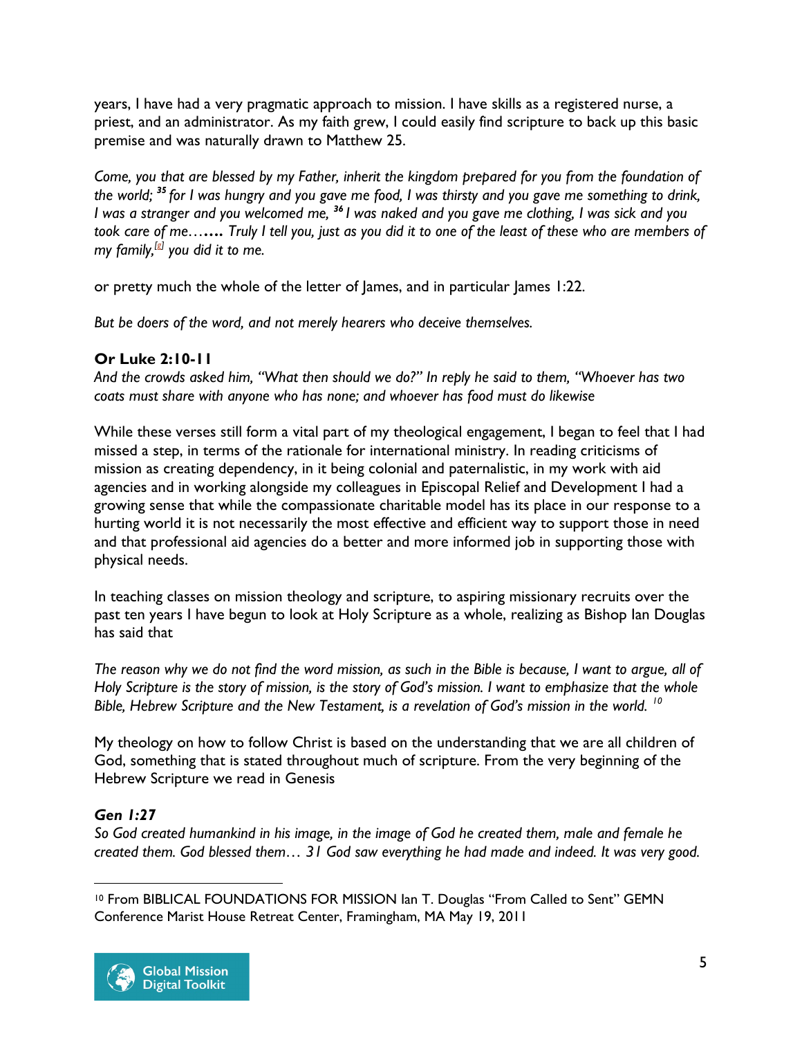years, I have had a very pragmatic approach to mission. I have skills as a registered nurse, a priest, and an administrator. As my faith grew, I could easily find scripture to back up this basic premise and was naturally drawn to Matthew 25.

*Come, you that are blessed by my Father, inherit the kingdom prepared for you from the foundation of the world; [35] for I was hungry and you gave me food, I was thirsty and you gave me something to drink, I was a stranger and you welcomed me, [36] I was naked and you gave me clothing, I was sick and you took care of me…….* ***.*** *Truly I tell you, just as you did it to one of the least of these who are members of my family,[g] you did it to me.*

or pretty much the whole of the letter of James, and in particular James 1:22.

*But be doers of the word, and not merely hearers who deceive themselves.*

**Or Luke 2:10-11**
*And the crowds asked him, "What then should we do?" In reply he said to them, "Whoever has two coats must share with anyone who has none; and whoever has food must do likewise*

While these verses still form a vital part of my theological engagement, I began to feel that I had missed a step, in terms of the rationale for international ministry. In reading criticisms of mission as creating dependency, in it being colonial and paternalistic, in my work with aid agencies and in working alongside my colleagues in Episcopal Relief and Development I had a growing sense that while the compassionate charitable model has its place in our response to a hurting world it is not necessarily the most effective and efficient way to support those in need and that professional aid agencies do a better and more informed job in supporting those with physical needs.

In teaching classes on mission theology and scripture, to aspiring missionary recruits over the past ten years I have begun to look at Holy Scripture as a whole, realizing as Bishop Ian Douglas has said that

*The reason why we do not find the word mission, as such in the Bible is because, I want to argue, all of Holy Scripture is the story of mission, is the story of God's mission. I want to emphasize that the whole Bible, Hebrew Scripture and the New Testament, is a revelation of God's mission in the world.* [10]

My theology on how to follow Christ is based on the understanding that we are all children of God, something that is stated throughout much of scripture. From the very beginning of the Hebrew Scripture we read in Genesis

***Gen 1:27***
*So God created humankind in his image, in the image of God he created them, male and female he created them. God blessed them… 31 God saw everything he had made and indeed. It was very good.*

[10] From BIBLICAL FOUNDATIONS FOR MISSION Ian T. Douglas "From Called to Sent" GEMN Conference Marist House Retreat Center, Framingham, MA May 19, 2011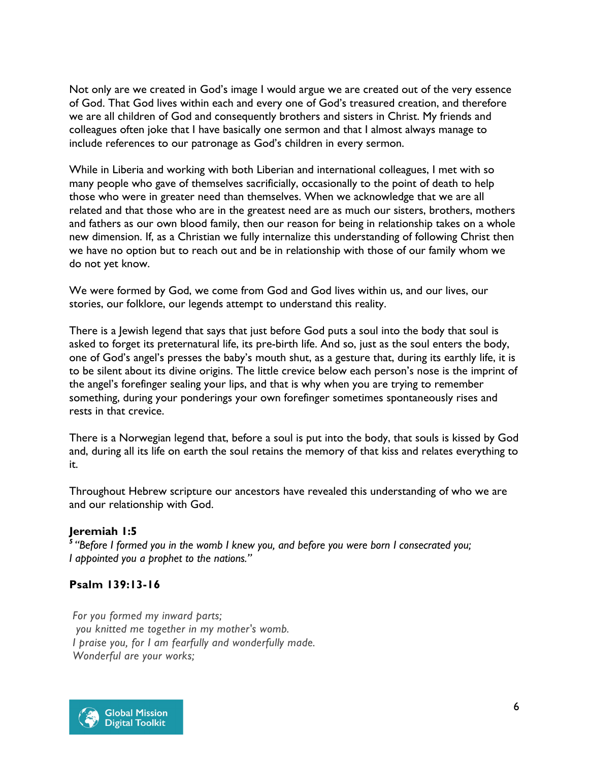Not only are we created in God's image I would argue we are created out of the very essence of God. That God lives within each and every one of God's treasured creation, and therefore we are all children of God and consequently brothers and sisters in Christ. My friends and colleagues often joke that I have basically one sermon and that I almost always manage to include references to our patronage as God's children in every sermon.

While in Liberia and working with both Liberian and international colleagues, I met with so many people who gave of themselves sacrificially, occasionally to the point of death to help those who were in greater need than themselves. When we acknowledge that we are all related and that those who are in the greatest need are as much our sisters, brothers, mothers and fathers as our own blood family, then our reason for being in relationship takes on a whole new dimension. If, as a Christian we fully internalize this understanding of following Christ then we have no option but to reach out and be in relationship with those of our family whom we do not yet know.

We were formed by God, we come from God and God lives within us, and our lives, our stories, our folklore, our legends attempt to understand this reality.

There is a Jewish legend that says that just before God puts a soul into the body that soul is asked to forget its preternatural life, its pre-birth life. And so, just as the soul enters the body, one of God's angel's presses the baby's mouth shut, as a gesture that, during its earthly life, it is to be silent about its divine origins. The little crevice below each person's nose is the imprint of the angel's forefinger sealing your lips, and that is why when you are trying to remember something, during your ponderings your own forefinger sometimes spontaneously rises and rests in that crevice.

There is a Norwegian legend that, before a soul is put into the body, that souls is kissed by God and, during all its life on earth the soul retains the memory of that kiss and relates everything to it.

Throughout Hebrew scripture our ancestors have revealed this understanding of who we are and our relationship with God.

**Jeremiah 1:5**

[5] *"Before I formed you in the womb I knew you, and before you were born I consecrated you; I appointed you a prophet to the nations."*

**Psalm 139:13-16**

*For you formed my inward parts;*
*you knitted me together in my mother's womb.*
*I praise you, for I am fearfully and wonderfully made.*
*Wonderful are your works;*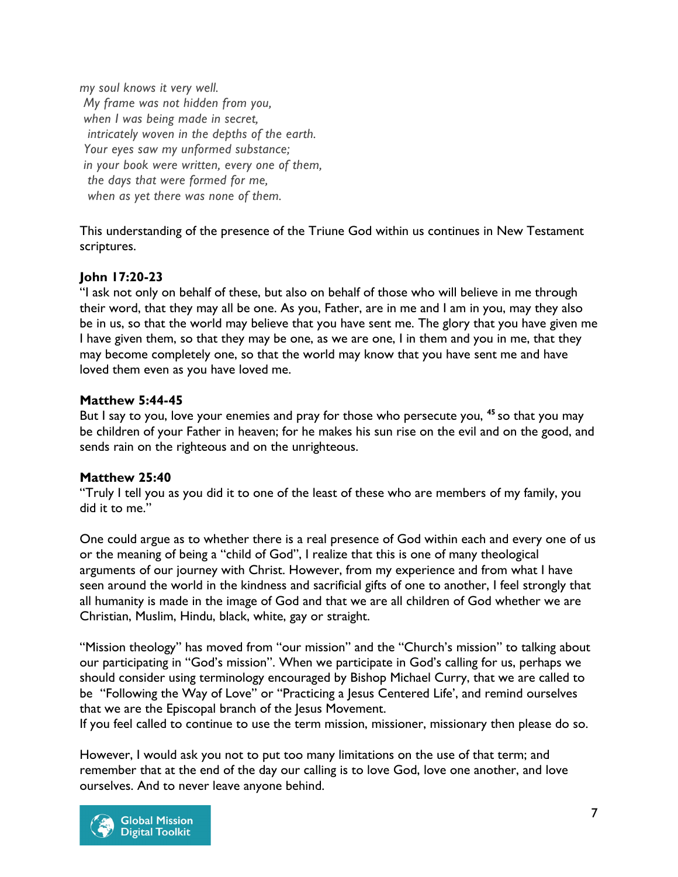*my soul knows it very well.*
*My frame was not hidden from you,*
*when I was being made in secret,*
*intricately woven in the depths of the earth.*
*Your eyes saw my unformed substance;*
*in your book were written, every one of them,*
*the days that were formed for me,*
*when as yet there was none of them.*

This understanding of the presence of the Triune God within us continues in New Testament scriptures.

**John 17:20-23**
"I ask not only on behalf of these, but also on behalf of those who will believe in me through their word, that they may all be one. As you, Father, are in me and I am in you, may they also be in us, so that the world may believe that you have sent me. The glory that you have given me I have given them, so that they may be one, as we are one, I in them and you in me, that they may become completely one, so that the world may know that you have sent me and have loved them even as you have loved me.

**Matthew 5:44-45**
But I say to you, love your enemies and pray for those who persecute you, [45] so that you may be children of your Father in heaven; for he makes his sun rise on the evil and on the good, and sends rain on the righteous and on the unrighteous.

**Matthew 25:40**
"Truly I tell you as you did it to one of the least of these who are members of my family, you did it to me."

One could argue as to whether there is a real presence of God within each and every one of us or the meaning of being a "child of God", I realize that this is one of many theological arguments of our journey with Christ. However, from my experience and from what I have seen around the world in the kindness and sacrificial gifts of one to another, I feel strongly that all humanity is made in the image of God and that we are all children of God whether we are Christian, Muslim, Hindu, black, white, gay or straight.

"Mission theology" has moved from "our mission" and the "Church's mission" to talking about our participating in "God's mission". When we participate in God's calling for us, perhaps we should consider using terminology encouraged by Bishop Michael Curry, that we are called to be "Following the Way of Love" or "Practicing a Jesus Centered Life', and remind ourselves that we are the Episcopal branch of the Jesus Movement.
If you feel called to continue to use the term mission, missioner, missionary then please do so.

However, I would ask you not to put too many limitations on the use of that term; and remember that at the end of the day our calling is to love God, love one another, and love ourselves. And to never leave anyone behind.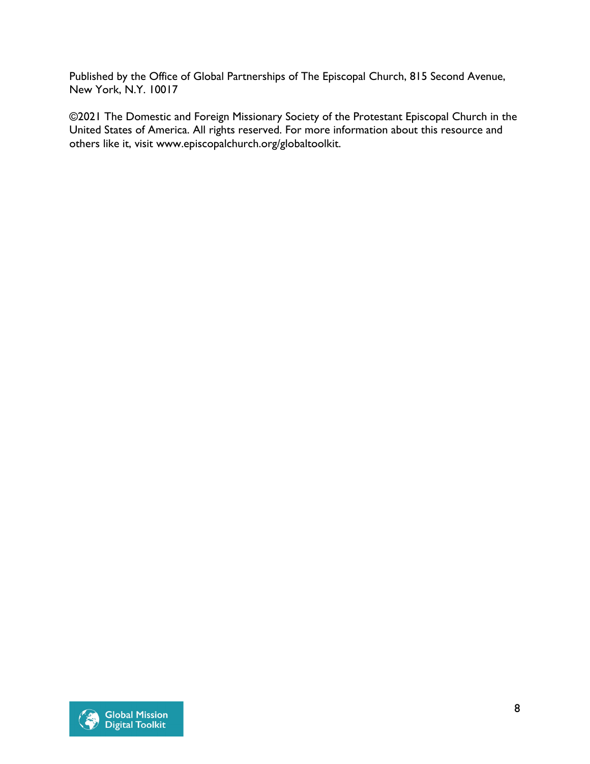Published by the Office of Global Partnerships of The Episcopal Church, 815 Second Avenue, New York, N.Y. 10017

©2021 The Domestic and Foreign Missionary Society of the Protestant Episcopal Church in the United States of America. All rights reserved. For more information about this resource and others like it, visit www.episcopalchurch.org/globaltoolkit.